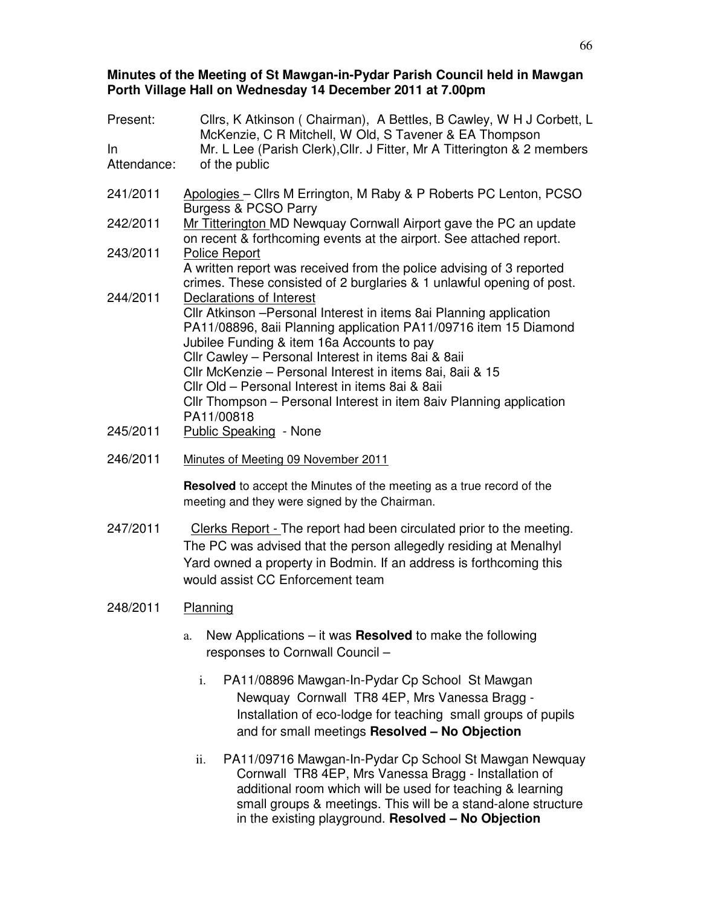**Minutes of the Meeting of St Mawgan-in-Pydar Parish Council held in Mawgan Porth Village Hall on Wednesday 14 December 2011 at 7.00pm**

Present: Cllrs, K Atkinson ( Chairman), A Bettles, B Cawley, W H J Corbett, L McKenzie, C R Mitchell, W Old, S Tavener & EA Thompson

In Attendance: Mr. L Lee (Parish Clerk),Cllr. J Fitter, Mr A Titterington & 2 members of the public

241/2011 Apologies – Cllrs M Errington, M Raby & P Roberts PC Lenton, PCSO Burgess & PCSO Parry

242/2011 Mr Titterington MD Newquay Cornwall Airport gave the PC an update on recent & forthcoming events at the airport. See attached report.

243/2011 Police Report
A written report was received from the police advising of 3 reported crimes. These consisted of 2 burglaries & 1 unlawful opening of post.

244/2011 Declarations of Interest
Cllr Atkinson –Personal Interest in items 8ai Planning application PA11/08896, 8aii Planning application PA11/09716 item 15 Diamond Jubilee Funding & item 16a Accounts to pay
Cllr Cawley – Personal Interest in items 8ai & 8aii
Cllr McKenzie – Personal Interest in items 8ai, 8aii & 15
Cllr Old – Personal Interest in items 8ai & 8aii
Cllr Thompson – Personal Interest in item 8aiv Planning application PA11/00818

245/2011 Public Speaking - None

246/2011 Minutes of Meeting 09 November 2011

**Resolved** to accept the Minutes of the meeting as a true record of the meeting and they were signed by the Chairman.

247/2011 Clerks Report - The report had been circulated prior to the meeting. The PC was advised that the person allegedly residing at Menalhyl Yard owned a property in Bodmin. If an address is forthcoming this would assist CC Enforcement team

248/2011 Planning

a. New Applications – it was **Resolved** to make the following responses to Cornwall Council –

   i. PA11/08896 Mawgan-In-Pydar Cp School St Mawgan Newquay Cornwall TR8 4EP, Mrs Vanessa Bragg - Installation of eco-lodge for teaching small groups of pupils and for small meetings **Resolved – No Objection**

   ii. PA11/09716 Mawgan-In-Pydar Cp School St Mawgan Newquay Cornwall TR8 4EP, Mrs Vanessa Bragg - Installation of additional room which will be used for teaching & learning small groups & meetings. This will be a stand-alone structure in the existing playground. **Resolved – No Objection**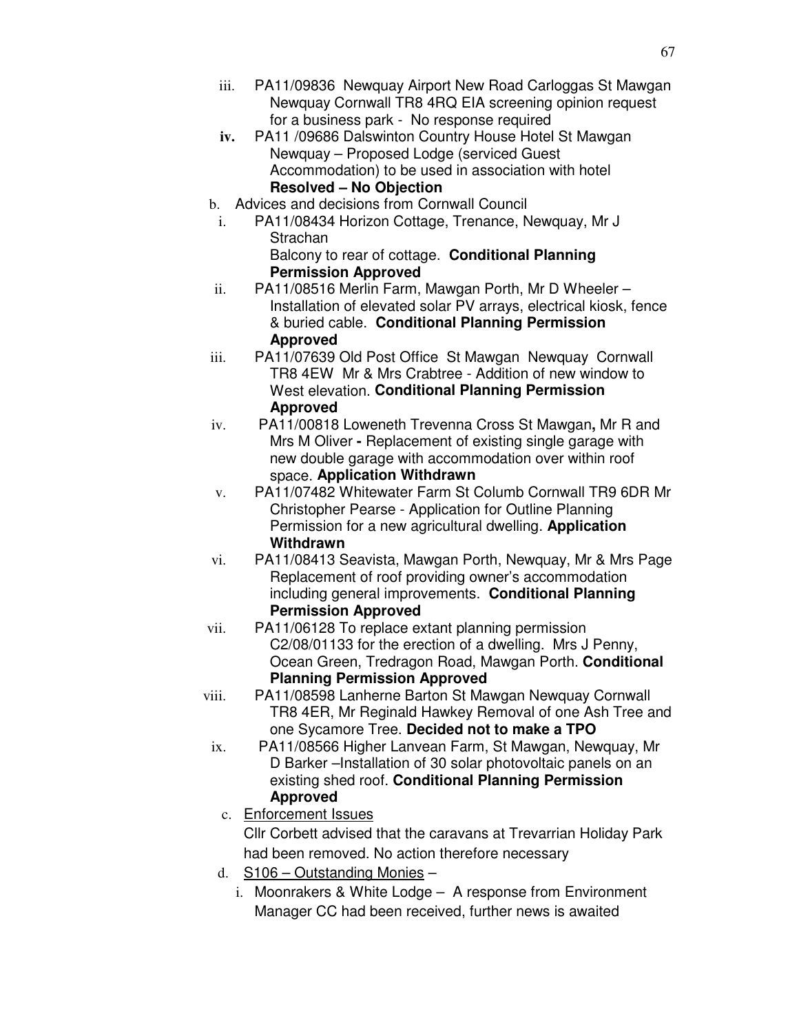iii. PA11/09836 Newquay Airport New Road Carloggas St Mawgan Newquay Cornwall TR8 4RQ EIA screening opinion request for a business park - No response required

**iv.** PA11 /09686 Dalswinton Country House Hotel St Mawgan Newquay – Proposed Lodge (serviced Guest Accommodation) to be used in association with hotel **Resolved – No Objection**

b. Advices and decisions from Cornwall Council

i. PA11/08434 Horizon Cottage, Trenance, Newquay, Mr J Strachan
Balcony to rear of cottage. **Conditional Planning Permission Approved**

ii. PA11/08516 Merlin Farm, Mawgan Porth, Mr D Wheeler – Installation of elevated solar PV arrays, electrical kiosk, fence & buried cable. **Conditional Planning Permission Approved**

iii. PA11/07639 Old Post Office St Mawgan Newquay Cornwall TR8 4EW Mr & Mrs Crabtree - Addition of new window to West elevation. **Conditional Planning Permission Approved**

iv. PA11/00818 Loweneth Trevenna Cross St Mawgan**,** Mr R and Mrs M Oliver **-** Replacement of existing single garage with new double garage with accommodation over within roof space. **Application Withdrawn**

v. PA11/07482 Whitewater Farm St Columb Cornwall TR9 6DR Mr Christopher Pearse - Application for Outline Planning Permission for a new agricultural dwelling. **Application Withdrawn**

vi. PA11/08413 Seavista, Mawgan Porth, Newquay, Mr & Mrs Page Replacement of roof providing owner's accommodation including general improvements. **Conditional Planning Permission Approved**

vii. PA11/06128 To replace extant planning permission C2/08/01133 for the erection of a dwelling. Mrs J Penny, Ocean Green, Tredragon Road, Mawgan Porth. **Conditional Planning Permission Approved**

viii. PA11/08598 Lanherne Barton St Mawgan Newquay Cornwall TR8 4ER, Mr Reginald Hawkey Removal of one Ash Tree and one Sycamore Tree. **Decided not to make a TPO**

ix. PA11/08566 Higher Lanvean Farm, St Mawgan, Newquay, Mr D Barker –Installation of 30 solar photovoltaic panels on an existing shed roof. **Conditional Planning Permission Approved**

c. <u>Enforcement Issues</u>
Cllr Corbett advised that the caravans at Trevarrian Holiday Park had been removed. No action therefore necessary

d. <u>S106 – Outstanding Monies</u> –

i. Moonrakers & White Lodge – A response from Environment Manager CC had been received, further news is awaited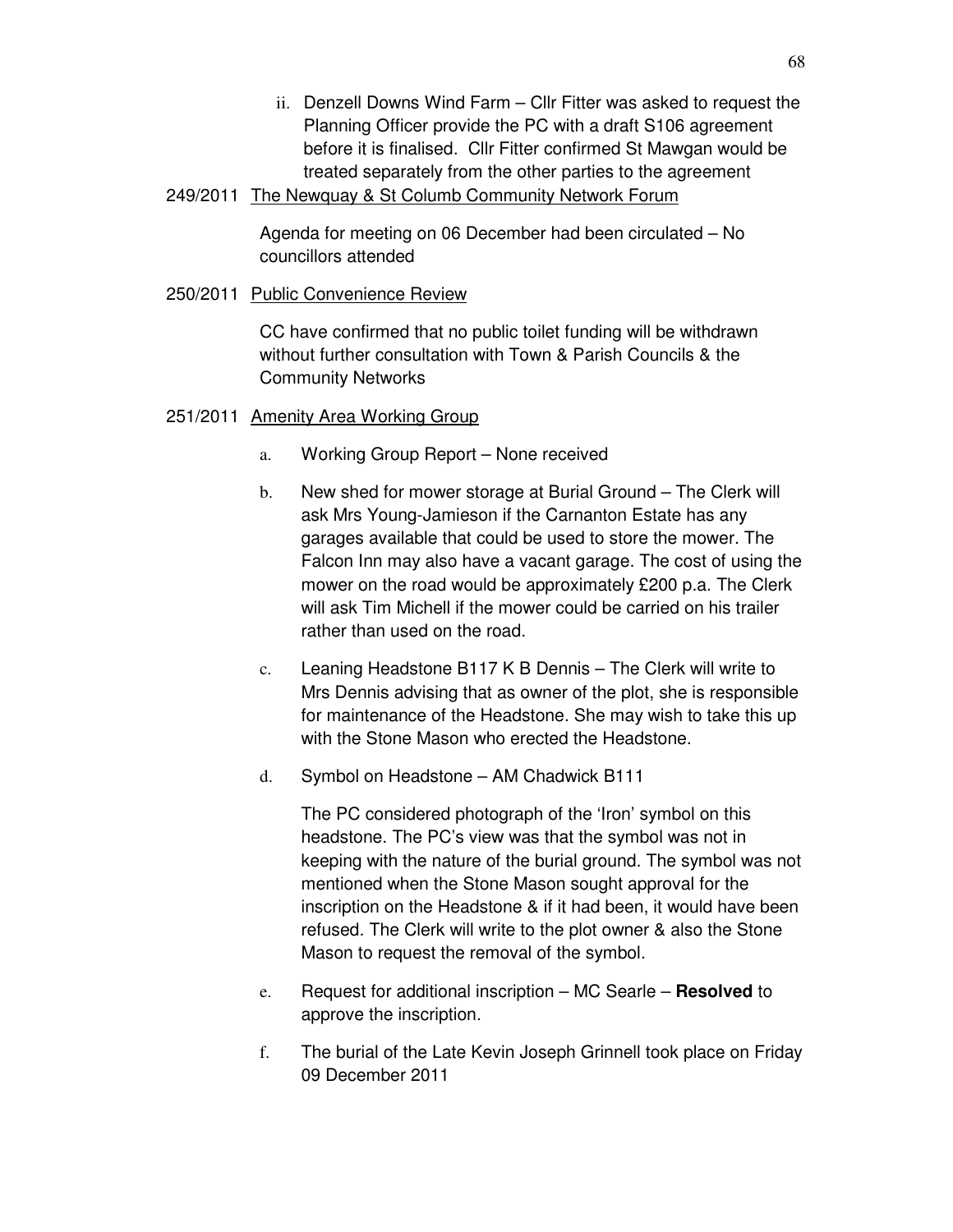ii. Denzell Downs Wind Farm – Cllr Fitter was asked to request the Planning Officer provide the PC with a draft S106 agreement before it is finalised. Cllr Fitter confirmed St Mawgan would be treated separately from the other parties to the agreement

249/2011 <u>The Newquay & St Columb Community Network Forum</u>

Agenda for meeting on 06 December had been circulated – No councillors attended

250/2011 <u>Public Convenience Review</u>

CC have confirmed that no public toilet funding will be withdrawn without further consultation with Town & Parish Councils & the Community Networks

251/2011 <u>Amenity Area Working Group</u>

a. Working Group Report – None received

b. New shed for mower storage at Burial Ground – The Clerk will ask Mrs Young-Jamieson if the Carnanton Estate has any garages available that could be used to store the mower. The Falcon Inn may also have a vacant garage. The cost of using the mower on the road would be approximately £200 p.a. The Clerk will ask Tim Michell if the mower could be carried on his trailer rather than used on the road.

c. Leaning Headstone B117 K B Dennis – The Clerk will write to Mrs Dennis advising that as owner of the plot, she is responsible for maintenance of the Headstone. She may wish to take this up with the Stone Mason who erected the Headstone.

d. Symbol on Headstone – AM Chadwick B111

   The PC considered photograph of the 'Iron' symbol on this headstone. The PC's view was that the symbol was not in keeping with the nature of the burial ground. The symbol was not mentioned when the Stone Mason sought approval for the inscription on the Headstone & if it had been, it would have been refused. The Clerk will write to the plot owner & also the Stone Mason to request the removal of the symbol.

e. Request for additional inscription – MC Searle – **Resolved** to approve the inscription.

f. The burial of the Late Kevin Joseph Grinnell took place on Friday 09 December 2011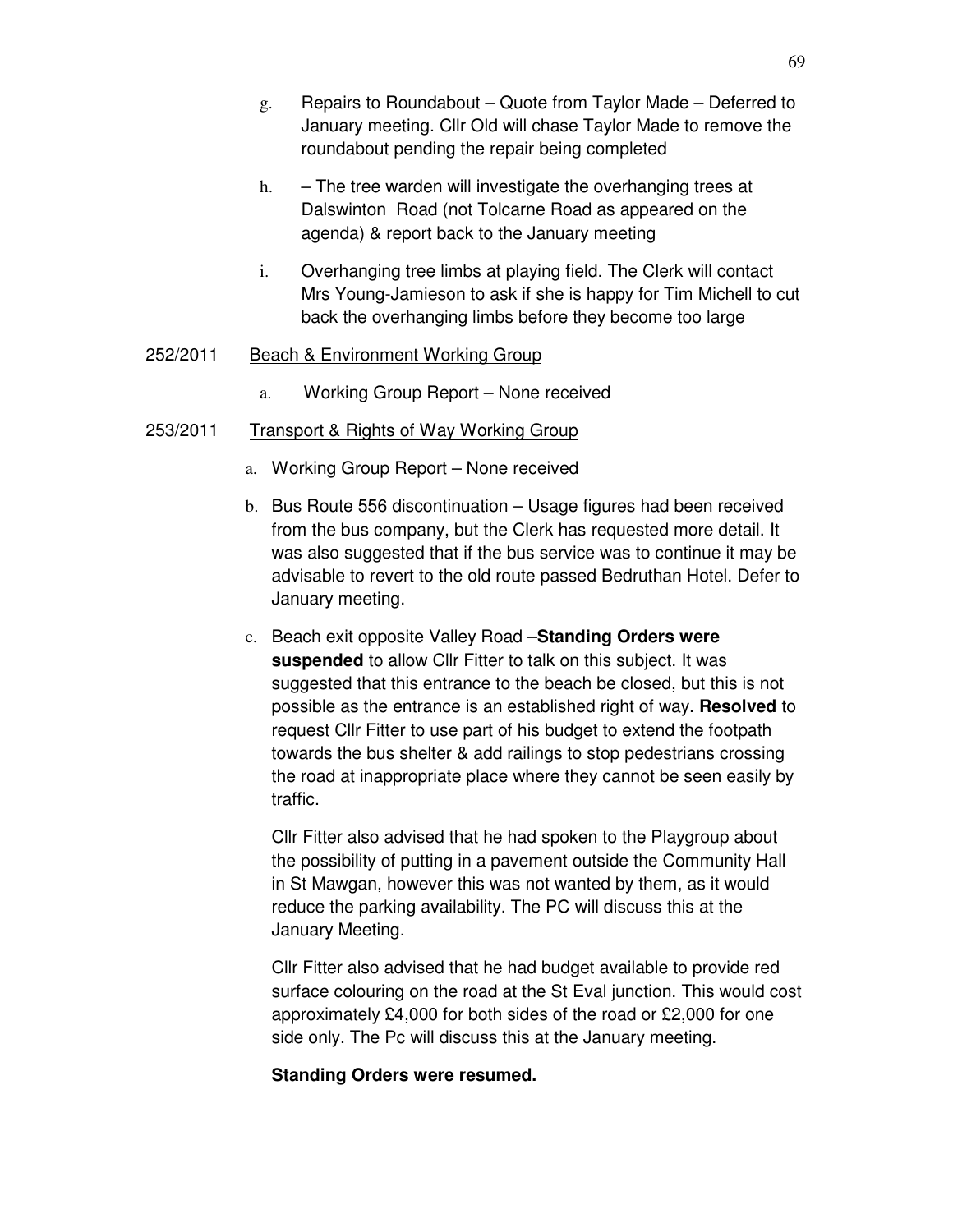g. Repairs to Roundabout – Quote from Taylor Made – Deferred to January meeting. Cllr Old will chase Taylor Made to remove the roundabout pending the repair being completed

h. – The tree warden will investigate the overhanging trees at Dalswinton Road (not Tolcarne Road as appeared on the agenda) & report back to the January meeting

i. Overhanging tree limbs at playing field. The Clerk will contact Mrs Young-Jamieson to ask if she is happy for Tim Michell to cut back the overhanging limbs before they become too large

252/2011 Beach & Environment Working Group

a. Working Group Report – None received

253/2011 Transport & Rights of Way Working Group

a. Working Group Report – None received

b. Bus Route 556 discontinuation – Usage figures had been received from the bus company, but the Clerk has requested more detail. It was also suggested that if the bus service was to continue it may be advisable to revert to the old route passed Bedruthan Hotel. Defer to January meeting.

c. Beach exit opposite Valley Road –**Standing Orders were suspended** to allow Cllr Fitter to talk on this subject. It was suggested that this entrance to the beach be closed, but this is not possible as the entrance is an established right of way. **Resolved** to request Cllr Fitter to use part of his budget to extend the footpath towards the bus shelter & add railings to stop pedestrians crossing the road at inappropriate place where they cannot be seen easily by traffic.

Cllr Fitter also advised that he had spoken to the Playgroup about the possibility of putting in a pavement outside the Community Hall in St Mawgan, however this was not wanted by them, as it would reduce the parking availability. The PC will discuss this at the January Meeting.

Cllr Fitter also advised that he had budget available to provide red surface colouring on the road at the St Eval junction. This would cost approximately £4,000 for both sides of the road or £2,000 for one side only. The Pc will discuss this at the January meeting.

**Standing Orders were resumed.**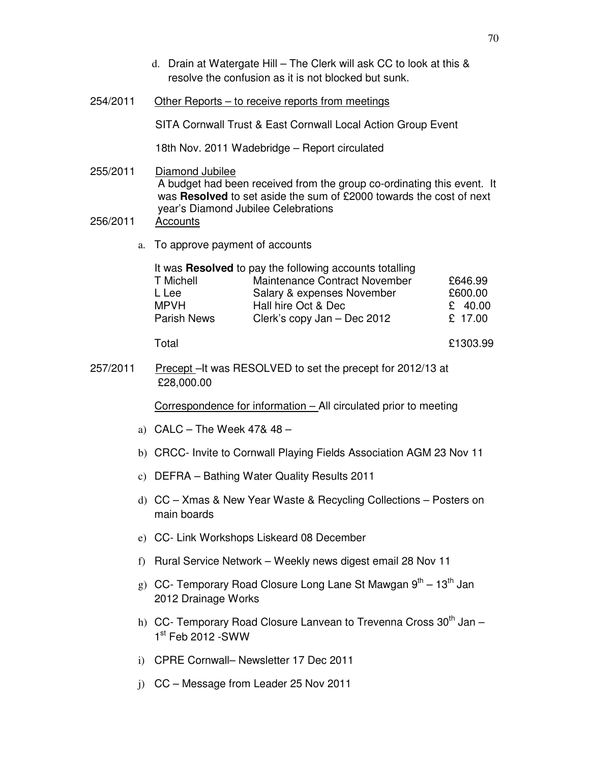d. Drain at Watergate Hill – The Clerk will ask CC to look at this & resolve the confusion as it is not blocked but sunk.

254/2011 <u>Other Reports – to receive reports from meetings</u>

SITA Cornwall Trust & East Cornwall Local Action Group Event

18th Nov. 2011 Wadebridge – Report circulated

255/2011 <u>Diamond Jubilee</u>
A budget had been received from the group co-ordinating this event. It was **Resolved** to set aside the sum of £2000 towards the cost of next year's Diamond Jubilee Celebrations

256/2011 <u>Accounts</u>

a. To approve payment of accounts

It was **Resolved** to pay the following accounts totalling

| | | |
|---|---|---|
| T Michell | Maintenance Contract November | £646.99 |
| L Lee | Salary & expenses November | £600.00 |
| MPVH | Hall hire Oct & Dec | £ 40.00 |
| Parish News | Clerk's copy Jan – Dec 2012 | £ 17.00 |
| Total | | £1303.99 |

257/2011 <u>Precept</u> –It was RESOLVED to set the precept for 2012/13 at £28,000.00

<u>Correspondence for information –</u> All circulated prior to meeting

a) CALC – The Week 47& 48 –

b) CRCC- Invite to Cornwall Playing Fields Association AGM 23 Nov 11

c) DEFRA – Bathing Water Quality Results 2011

d) CC – Xmas & New Year Waste & Recycling Collections – Posters on main boards

e) CC- Link Workshops Liskeard 08 December

f) Rural Service Network – Weekly news digest email 28 Nov 11

g) CC- Temporary Road Closure Long Lane St Mawgan 9th – 13th Jan 2012 Drainage Works

h) CC- Temporary Road Closure Lanvean to Trevenna Cross 30th Jan – 1st Feb 2012 -SWW

i) CPRE Cornwall– Newsletter 17 Dec 2011

j) CC – Message from Leader 25 Nov 2011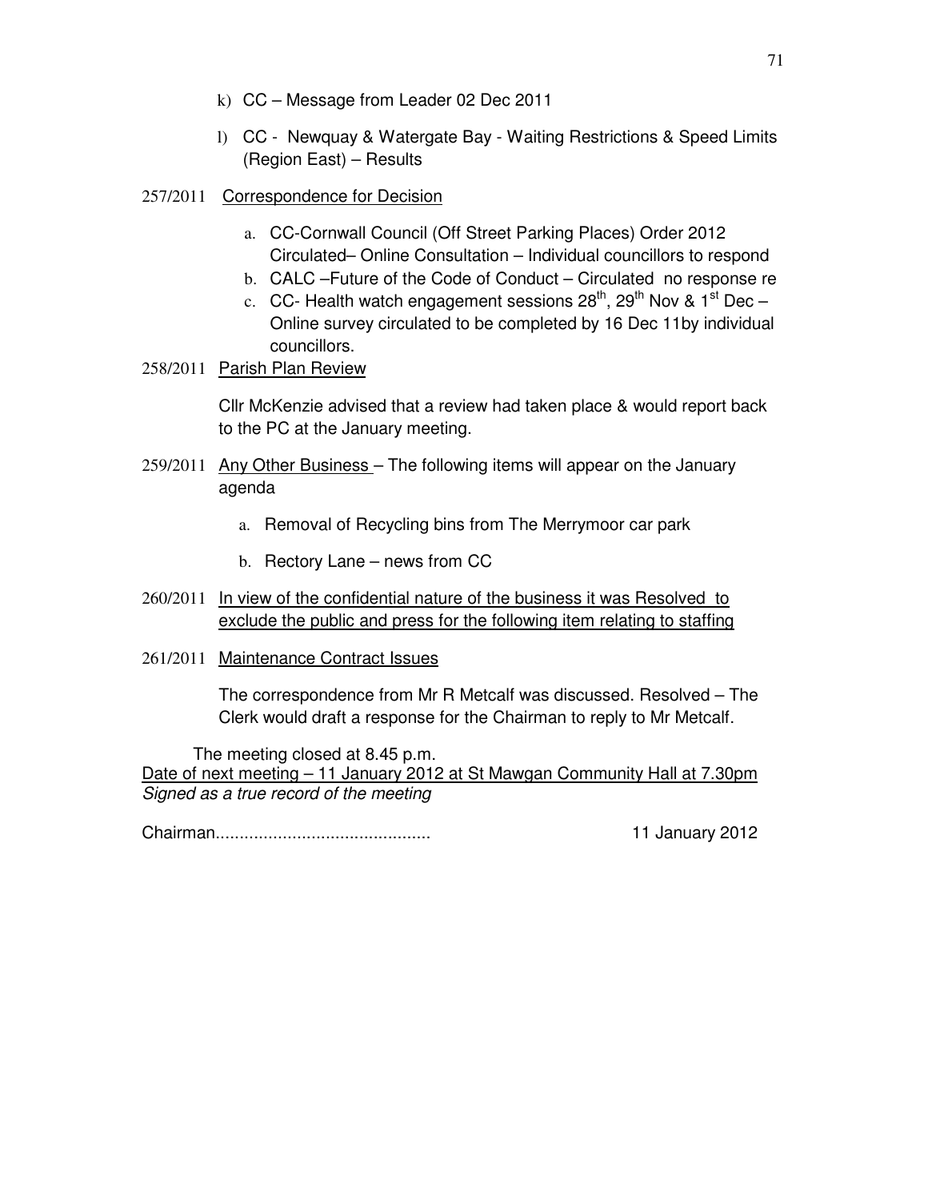k) CC – Message from Leader 02 Dec 2011

l) CC - Newquay & Watergate Bay - Waiting Restrictions & Speed Limits (Region East) – Results

257/2011 <u>Correspondence for Decision</u>

a. CC-Cornwall Council (Off Street Parking Places) Order 2012 Circulated– Online Consultation – Individual councillors to respond
b. CALC –Future of the Code of Conduct – Circulated no response re
c. CC- Health watch engagement sessions 28th, 29th Nov & 1st Dec – Online survey circulated to be completed by 16 Dec 11by individual councillors.

258/2011 <u>Parish Plan Review</u>

Cllr McKenzie advised that a review had taken place & would report back to the PC at the January meeting.

259/2011 <u>Any Other Business</u> – The following items will appear on the January agenda

a. Removal of Recycling bins from The Merrymoor car park

b. Rectory Lane – news from CC

260/2011 <u>In view of the confidential nature of the business it was Resolved to exclude the public and press for the following item relating to staffing</u>

261/2011 <u>Maintenance Contract Issues</u>

The correspondence from Mr R Metcalf was discussed. Resolved – The Clerk would draft a response for the Chairman to reply to Mr Metcalf.

The meeting closed at 8.45 p.m.

<u>Date of next meeting – 11 January 2012 at St Mawgan Community Hall at 7.30pm</u>

*Signed as a true record of the meeting*

Chairman............................................ 11 January 2012